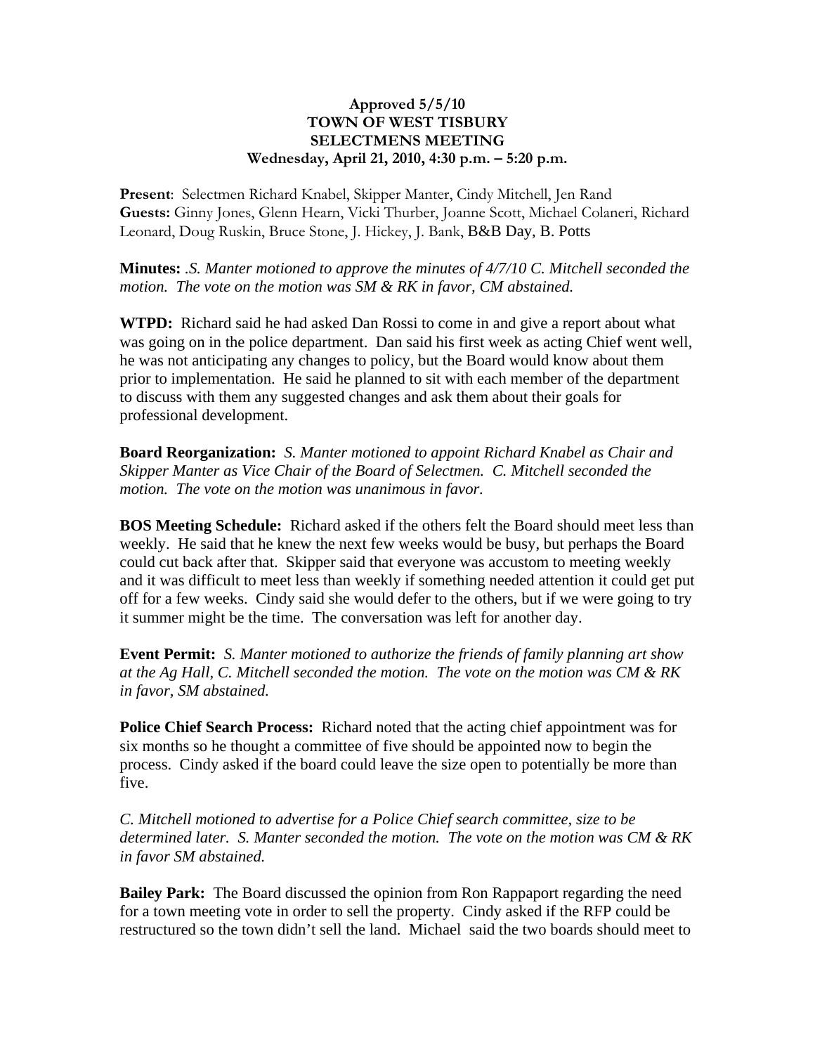**Approved 5/5/10**
**TOWN OF WEST TISBURY**
**SELECTMENS MEETING**
**Wednesday, April 21, 2010, 4:30 p.m. – 5:20 p.m.**

**Present**: Selectmen Richard Knabel, Skipper Manter, Cindy Mitchell, Jen Rand
**Guests:** Ginny Jones, Glenn Hearn, Vicki Thurber, Joanne Scott, Michael Colaneri, Richard Leonard, Doug Ruskin, Bruce Stone, J. Hickey, J. Bank, B&B Day, B. Potts

**Minutes:** *.S. Manter motioned to approve the minutes of 4/7/10 C. Mitchell seconded the motion. The vote on the motion was SM & RK in favor, CM abstained.*

**WTPD:** Richard said he had asked Dan Rossi to come in and give a report about what was going on in the police department. Dan said his first week as acting Chief went well, he was not anticipating any changes to policy, but the Board would know about them prior to implementation. He said he planned to sit with each member of the department to discuss with them any suggested changes and ask them about their goals for professional development.

**Board Reorganization:** *S. Manter motioned to appoint Richard Knabel as Chair and Skipper Manter as Vice Chair of the Board of Selectmen. C. Mitchell seconded the motion. The vote on the motion was unanimous in favor.*

**BOS Meeting Schedule:** Richard asked if the others felt the Board should meet less than weekly. He said that he knew the next few weeks would be busy, but perhaps the Board could cut back after that. Skipper said that everyone was accustom to meeting weekly and it was difficult to meet less than weekly if something needed attention it could get put off for a few weeks. Cindy said she would defer to the others, but if we were going to try it summer might be the time. The conversation was left for another day.

**Event Permit:** *S. Manter motioned to authorize the friends of family planning art show at the Ag Hall, C. Mitchell seconded the motion. The vote on the motion was CM & RK in favor, SM abstained.*

**Police Chief Search Process:** Richard noted that the acting chief appointment was for six months so he thought a committee of five should be appointed now to begin the process. Cindy asked if the board could leave the size open to potentially be more than five.

*C. Mitchell motioned to advertise for a Police Chief search committee, size to be determined later. S. Manter seconded the motion. The vote on the motion was CM & RK in favor SM abstained.*

**Bailey Park:** The Board discussed the opinion from Ron Rappaport regarding the need for a town meeting vote in order to sell the property. Cindy asked if the RFP could be restructured so the town didn't sell the land. Michael said the two boards should meet to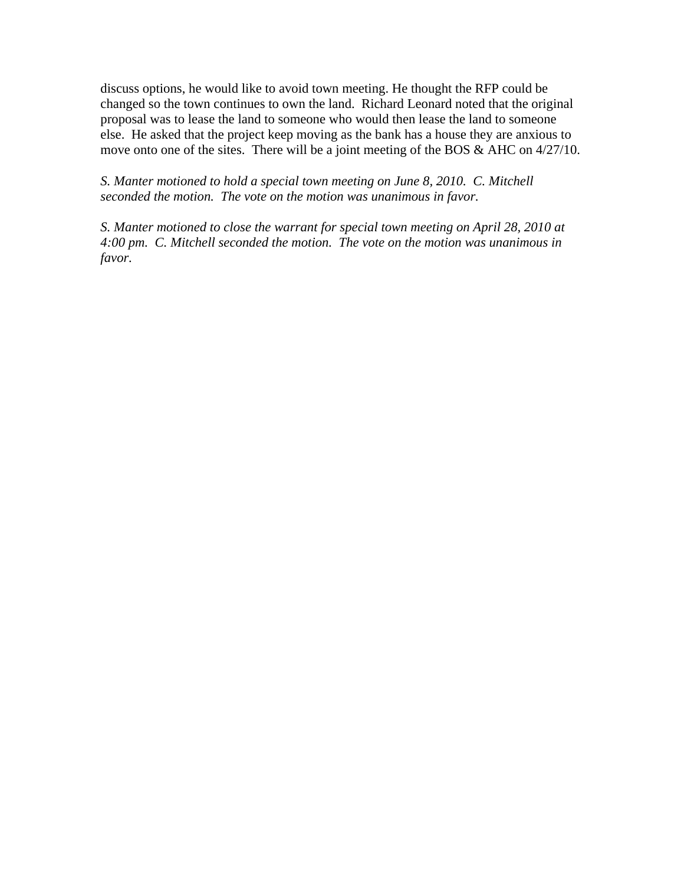discuss options, he would like to avoid town meeting. He thought the RFP could be changed so the town continues to own the land. Richard Leonard noted that the original proposal was to lease the land to someone who would then lease the land to someone else. He asked that the project keep moving as the bank has a house they are anxious to move onto one of the sites. There will be a joint meeting of the BOS & AHC on 4/27/10.

*S. Manter motioned to hold a special town meeting on June 8, 2010. C. Mitchell seconded the motion. The vote on the motion was unanimous in favor.*

*S. Manter motioned to close the warrant for special town meeting on April 28, 2010 at 4:00 pm. C. Mitchell seconded the motion. The vote on the motion was unanimous in favor.*